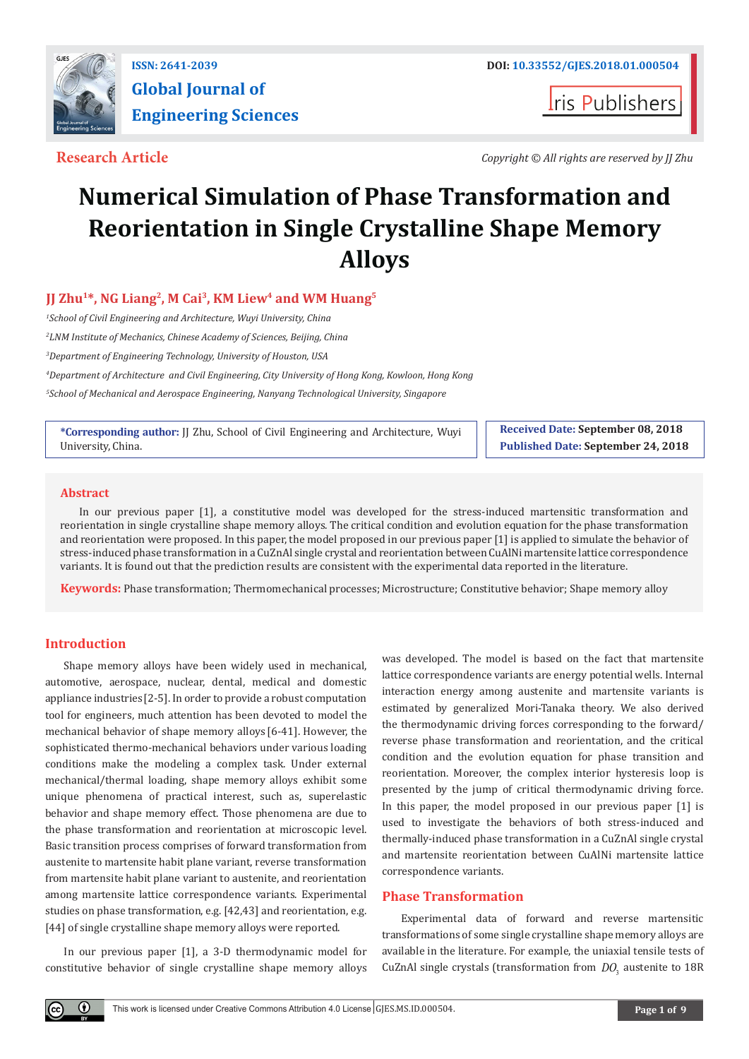ISSN: 2641-2039

# Global Journal of Engineering Sciences

DOI: 10.33552/GJES.2018.01.000504

Iris Publishers

**Research Article**

*Copyright © All rights are reserved by JJ Zhu*

# Numerical Simulation of Phase Transformation and Reorientation in Single Crystalline Shape Memory Alloys

**JJ Zhu[1]*, NG Liang[2], M Cai[3], KM Liew[4] and WM Huang[5]**

[1]*School of Civil Engineering and Architecture, Wuyi University, China*

[2]*LNM Institute of Mechanics, Chinese Academy of Sciences, Beijing, China*

[3]*Department of Engineering Technology, University of Houston, USA*

[4]*Department of Architecture and Civil Engineering, City University of Hong Kong, Kowloon, Hong Kong*

[5]*School of Mechanical and Aerospace Engineering, Nanyang Technological University, Singapore*

**\*Corresponding author:** JJ Zhu, School of Civil Engineering and Architecture, Wuyi University, China.

**Received Date:** September 08, 2018

**Published Date:** September 24, 2018

## Abstract

In our previous paper [1], a constitutive model was developed for the stress-induced martensitic transformation and reorientation in single crystalline shape memory alloys. The critical condition and evolution equation for the phase transformation and reorientation were proposed. In this paper, the model proposed in our previous paper [1] is applied to simulate the behavior of stress-induced phase transformation in a CuZnAl single crystal and reorientation between CuAlNi martensite lattice correspondence variants. It is found out that the prediction results are consistent with the experimental data reported in the literature.

**Keywords:** Phase transformation; Thermomechanical processes; Microstructure; Constitutive behavior; Shape memory alloy

## Introduction

Shape memory alloys have been widely used in mechanical, automotive, aerospace, nuclear, dental, medical and domestic appliance industries [2-5]. In order to provide a robust computation tool for engineers, much attention has been devoted to model the mechanical behavior of shape memory alloys [6-41]. However, the sophisticated thermo-mechanical behaviors under various loading conditions make the modeling a complex task. Under external mechanical/thermal loading, shape memory alloys exhibit some unique phenomena of practical interest, such as, superelastic behavior and shape memory effect. Those phenomena are due to the phase transformation and reorientation at microscopic level. Basic transition process comprises of forward transformation from austenite to martensite habit plane variant, reverse transformation from martensite habit plane variant to austenite, and reorientation among martensite lattice correspondence variants. Experimental studies on phase transformation, e.g. [42,43] and reorientation, e.g. [44] of single crystalline shape memory alloys were reported.

In our previous paper [1], a 3-D thermodynamic model for constitutive behavior of single crystalline shape memory alloys was developed. The model is based on the fact that martensite lattice correspondence variants are energy potential wells. Internal interaction energy among austenite and martensite variants is estimated by generalized Mori-Tanaka theory. We also derived the thermodynamic driving forces corresponding to the forward/reverse phase transformation and reorientation, and the critical condition and the evolution equation for phase transition and reorientation. Moreover, the complex interior hysteresis loop is presented by the jump of critical thermodynamic driving force. In this paper, the model proposed in our previous paper [1] is used to investigate the behaviors of both stress-induced and thermally-induced phase transformation in a CuZnAl single crystal and martensite reorientation between CuAlNi martensite lattice correspondence variants.

## Phase Transformation

Experimental data of forward and reverse martensitic transformations of some single crystalline shape memory alloys are available in the literature. For example, the uniaxial tensile tests of CuZnAl single crystals (transformation from $DO_3$ austenite to 18R

This work is licensed under Creative Commons Attribution 4.0 License GJES.MS.ID.000504.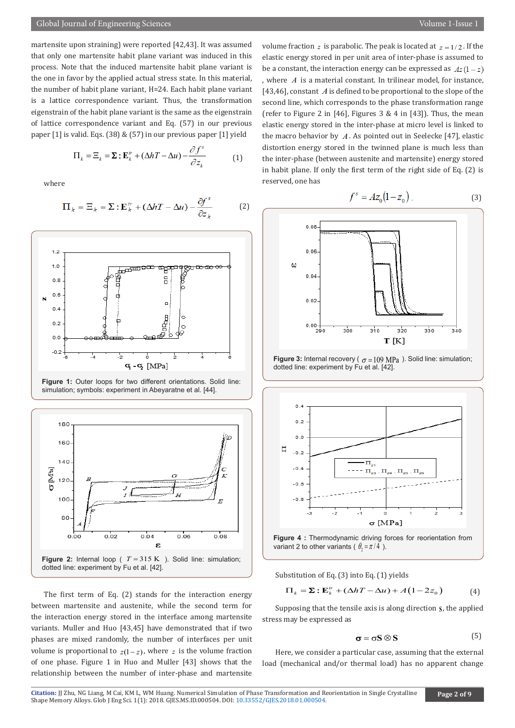martensite upon straining) were reported [42,43]. It was assumed that only one martensite habit plane variant was induced in this process. Note that the induced martensite habit plane variant is the one in favor by the applied actual stress state. In this material, the number of habit plane variant, H=24. Each habit plane variant is a lattice correspondence variant. Thus, the transformation eigenstrain of the habit plane variant is the same as the eigenstrain of lattice correspondence variant and Eq. (57) in our previous paper [1] is valid. Eqs. (38) & (57) in our previous paper [1] yield

$$\Pi_k = \Xi_k = \mathbf{\Sigma} : \mathbf{E}_k^{tr} + (\Delta hT - \Delta u) - \frac{\partial f^s}{\partial z_k} \qquad (1)$$

where

$$\Pi_k = \Xi_k = \mathbf{\Sigma} : \mathbf{E}_k^{tr} + (\Delta hT - \Delta u) - \frac{\partial f^s}{\partial z_k} \qquad (2)$$

Figure 1: Outer loops for two different orientations. Solid line: simulation; symbols: experiment in Abeyaratne et al. [44].

Figure 2: Internal loop ( $T = 315$ K ). Solid line: simulation; dotted line: experiment by Fu et al. [42].

The first term of Eq. (2) stands for the interaction energy between martensite and austenite, while the second term for the interaction energy stored in the interface among martensite variants. Muller and Huo [43,45] have demonstrated that if two phases are mixed randomly, the number of interfaces per unit volume is proportional to $z(1-z)$, where $z$ is the volume fraction of one phase. Figure 1 in Huo and Muller [43] shows that the relationship between the number of inter-phase and martensite volume fraction $z$ is parabolic. The peak is located at $z = 1/2$. If the elastic energy stored in per unit area of inter-phase is assumed to be a constant, the interaction energy can be expressed as $Az(1-z)$, where $A$ is a material constant. In trilinear model, for instance, [43,46], constant $A$ is defined to be proportional to the slope of the second line, which corresponds to the phase transformation range (refer to Figure 2 in [46], Figures 3 & 4 in [43]). Thus, the mean elastic energy stored in the inter-phase at micro level is linked to the macro behavior by $A$. As pointed out in Seelecke [47], elastic distortion energy stored in the twinned plane is much less than the inter-phase (between austenite and martensite) energy stored in habit plane. If only the first term of the right side of Eq. (2) is reserved, one has

$$f^s = Az_0(1-z_0). \qquad (3)$$

Figure 3: Internal recovery ( $\sigma = 109$ MPa ). Solid line: simulation; dotted line: experiment by Fu et al. [42].

Figure 4 : Thermodynamic driving forces for reorientation from variant 2 to other variants ( $\theta_2 = \pi/4$ ).

Substitution of Eq. (3) into Eq. (1) yields

$$\Pi_k = \mathbf{\Sigma} : \mathbf{E}_k^{tr} + (\Delta hT - \Delta u) + A(1-2z_0) \qquad (4)$$

Supposing that the tensile axis is along direction $\mathbf{S}$, the applied stress may be expressed as

$$\boldsymbol{\sigma} = \sigma \mathbf{S} \otimes \mathbf{S} \qquad (5)$$

Here, we consider a particular case, assuming that the external load (mechanical and/or thermal load) has no apparent change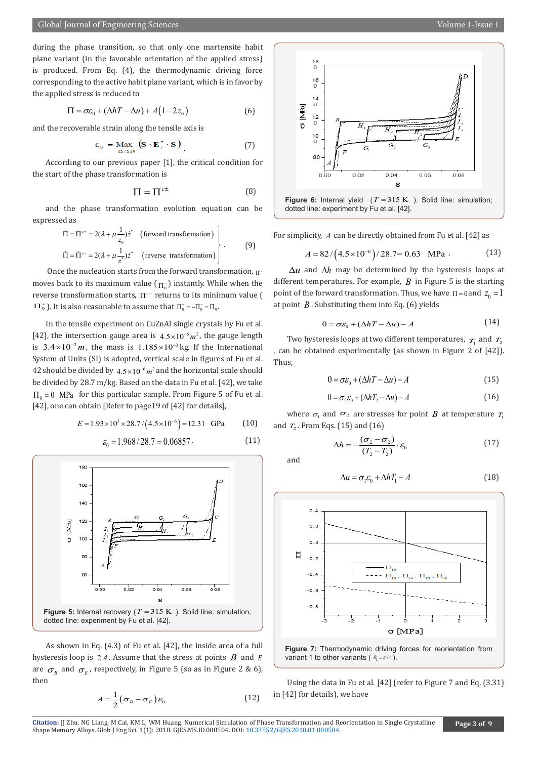during the phase transition, so that only one martensite habit plane variant (in the favorable orientation of the applied stress) is produced. From Eq. (4), the thermodynamic driving force corresponding to the active habit plane variant, which is in favor by the applied stress is reduced to

$$\Pi = \sigma\varepsilon_0 + (\Delta hT - \Delta u) + A\left(1 - 2z_0\right) \tag{6}$$

and the recoverable strain along the tensile axis is

$$\varepsilon_0 = \underset{1 \le I \le 24}{\text{Max}} \left(\mathbf{S} \cdot \mathbf{E}_I^* \cdot \mathbf{S}\right), \tag{7}$$

According to our previous paper [1], the critical condition for the start of the phase transformation is

$$\Pi = \Pi^{c\pm} \tag{8}$$

and the phase transformation evolution equation can be expressed as

$$\left.\begin{aligned} \dot{\Pi} &= \dot{\Pi}^{c+} = 2(\lambda + \mu\frac{1}{z_0})\dot{z}^* \quad \text{(forward transformation)} \\ \dot{\Pi} &= \dot{\Pi}^{c-} = 2(\lambda + \mu\frac{1}{z^2})\dot{z}^* \quad \text{(reverse transformation)} \end{aligned}\right\}. \tag{9}$$

Once the nucleation starts from the forward transformation, $\Pi^{c-}$ moves back to its maximum value ($\Pi_0^-$) instantly. While when the reverse transformation starts, $\Pi^{c+}$ returns to its minimum value ($\Pi_0^+$). It is also reasonable to assume that $\Pi_0^+ = -\Pi_0^- = \Pi_0$.

In the tensile experiment on CuZnAl single crystals by Fu et al. [42], the intersection gauge area is $4.5\times10^{-6}m^2$, the gauge length is $3.4\times10^{-2}m$, the mass is $1.185\times10^{-3}$ kg. If the International System of Units (SI) is adopted, vertical scale in figures of Fu et al. 42 should be divided by $4.5\times10^{-6}m^2$ and the horizontal scale should be divided by 28.7 m/kg. Based on the data in Fu et al. [42], we take $\Pi_0 = 0$ MPa for this particular sample. From Figure 5 of Fu et al. [42], one can obtain [Refer to page19 of [42] for details],

$$E = 1.93\times10^3 \times 28.7 / \left(4.5\times10^{-6}\right) = 12.31 \quad \text{GPa} \tag{10}$$

$$\varepsilon_0 = 1.968 / 28.7 = 0.06857\cdot \tag{11}$$

**Figure 5:** Internal recovery ($T = 315$ K). Solid line: simulation; dotted line: experiment by Fu et al. [42].

As shown in Eq. (4.3) of Fu et al. [42], the inside area of a full hysteresis loop is $2A$. Assume that the stress at points $B$ and $E$ are $\sigma_B$ and $\sigma_E$, respectively, in Figure 5 (so as in Figure 2 & 6), then

$$A = \frac{1}{2}\left(\sigma_B - \sigma_E\right)\varepsilon_0 \tag{12}$$

**Figure 6:** Internal yield ($T = 315$ K). Solid line: simulation; dotted line: experiment by Fu et al. [42].

For simplicity, $A$ can be directly obtained from Fu et al. [42] as

$$A = 82 / \left(4.5\times10^{-6}\right) / 28.7 = 0.63 \quad \text{MPa}, \tag{13}$$

$\Delta u$ and $\Delta h$ may be determined by the hysteresis loops at different temperatures. For example, $B$ in Figure 5 is the starting point of the forward transformation. Thus, we have $\Pi = 0$ and $z_0 = 1$ at point $B$. Substituting them into Eq. (6) yields

$$0 = \sigma\varepsilon_0 + (\Delta hT - \Delta u) - A \tag{14}$$

Two hysteresis loops at two different temperatures, $T_1$ and $T_2$, can be obtained experimentally (as shown in Figure 2 of [42]). Thus,

$$0 = \sigma\varepsilon_0 + (\Delta hT - \Delta u) - A \tag{15}$$

$$0 = \sigma_2\varepsilon_0 + (\Delta hT_2 - \Delta u) - A \tag{16}$$

where $\sigma_1$ and $\sigma_2$ are stresses for point $B$ at temperature $T_1$ and $T_2$. From Eqs. (15) and (16)

$$\Delta h = -\frac{(\sigma_2 - \sigma_1)}{(T_2 - T_1)}\cdot\varepsilon_0 \tag{17}$$

and

$$\Delta u = \sigma_1\varepsilon_0 + \Delta hT_1 - A \tag{18}$$

**Figure 7:** Thermodynamic driving forces for reorientation from variant 1 to other variants ($\theta_1 = \pi/4$).

Using the data in Fu et al. [42] (refer to Figure 7 and Eq. (3.31) in [42] for details), we have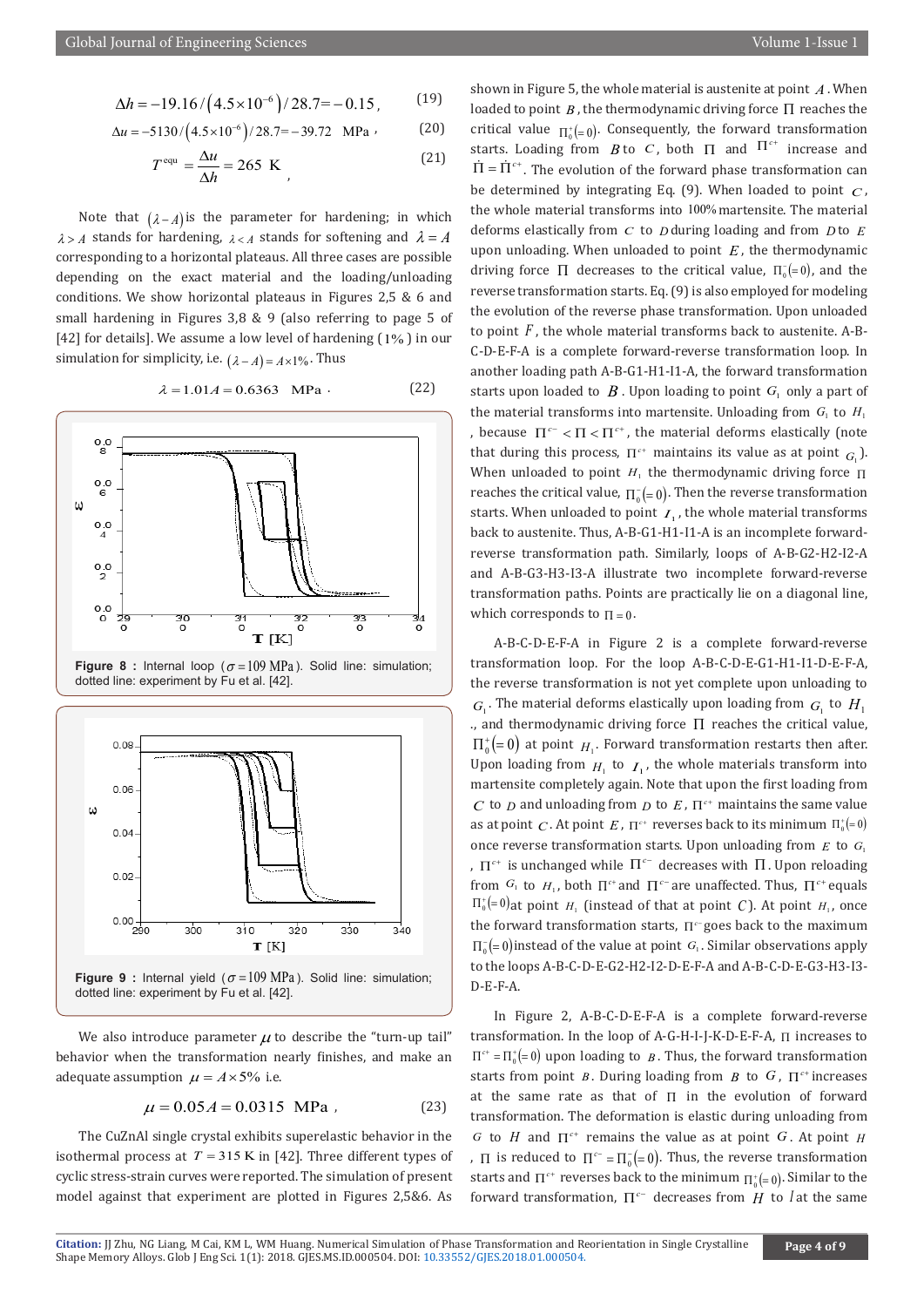$$\Delta h = -19.16/\left(4.5\times10^{-6}\right)/28.7 = -0.15, \quad (19)$$

$$\Delta u = -5130/\left(4.5\times10^{-6}\right)/28.7 = -39.72 \quad \text{MPa}, \quad (20)$$

$$T^{\text{equ}} = \frac{\Delta u}{\Delta h} = 265 \text{ K}, \quad (21)$$

Note that $(\lambda - A)$ is the parameter for hardening; in which $\lambda > A$ stands for hardening, $\lambda < A$ stands for softening and $\lambda = A$ corresponding to a horizontal plateaus. All three cases are possible depending on the exact material and the loading/unloading conditions. We show horizontal plateaus in Figures 2,5 & 6 and small hardening in Figures 3,8 & 9 (also referring to page 5 of [42] for details]. We assume a low level of hardening (1%) in our simulation for simplicity, i.e. $(\lambda - A) = A\times1\%$. Thus

$$\lambda = 1.01A = 0.6363 \quad \text{MPa}. \quad (22)$$

**Figure 8 :** Internal loop ($\sigma = 109$ MPa). Solid line: simulation; dotted line: experiment by Fu et al. [42].

**Figure 9 :** Internal yield ($\sigma = 109$ MPa). Solid line: simulation; dotted line: experiment by Fu et al. [42].

We also introduce parameter $\mu$ to describe the "turn-up tail" behavior when the transformation nearly finishes, and make an adequate assumption $\mu = A\times5\%$ i.e.

$$\mu = 0.05A = 0.0315 \quad \text{MPa}, \quad (23)$$

The CuZnAl single crystal exhibits superelastic behavior in the isothermal process at $T = 315$ K in [42]. Three different types of cyclic stress-strain curves were reported. The simulation of present model against that experiment are plotted in Figures 2,5&6. As shown in Figure 5, the whole material is austenite at point $A$. When loaded to point $B$, the thermodynamic driving force $\Pi$ reaches the critical value $\Pi_0^+(=0)$. Consequently, the forward transformation starts. Loading from $B$ to $C$, both $\Pi$ and $\Pi^{c+}$ increase and $\dot{\Pi} = \dot{\Pi}^{c+}$. The evolution of the forward phase transformation can be determined by integrating Eq. (9). When loaded to point $C$, the whole material transforms into 100% martensite. The material deforms elastically from $C$ to $D$ during loading and from $D$ to $E$ upon unloading. When unloaded to point $E$, the thermodynamic driving force $\Pi$ decreases to the critical value, $\Pi_0^-(=0)$, and the reverse transformation starts. Eq. (9) is also employed for modeling the evolution of the reverse phase transformation. Upon unloaded to point $F$, the whole material transforms back to austenite. A-B-C-D-E-F-A is a complete forward-reverse transformation loop. In another loading path A-B-G1-H1-I1-A, the forward transformation starts upon loaded to $B$. Upon loading to point $G_1$ only a part of the material transforms into martensite. Unloading from $G_1$ to $H_1$, because $\Pi^{c-} < \Pi < \Pi^{c+}$, the material deforms elastically (note that during this process, $\Pi^{c+}$ maintains its value as at point $G_1$). When unloaded to point $H_1$ the thermodynamic driving force $\Pi$ reaches the critical value, $\Pi_0^-(=0)$. Then the reverse transformation starts. When unloaded to point $I_1$, the whole material transforms back to austenite. Thus, A-B-G1-H1-I1-A is an incomplete forward-reverse transformation path. Similarly, loops of A-B-G2-H2-I2-A and A-B-G3-H3-I3-A illustrate two incomplete forward-reverse transformation paths. Points are practically lie on a diagonal line, which corresponds to $\Pi = 0$.

A-B-C-D-E-F-A in Figure 2 is a complete forward-reverse transformation loop. For the loop A-B-C-D-E-G1-H1-I1-D-E-F-A, the reverse transformation is not yet complete upon unloading to $G_1$. The material deforms elastically upon loading from $G_1$ to $H_1$ ., and thermodynamic driving force $\Pi$ reaches the critical value, $\Pi_0^+(=0)$ at point $H_1$. Forward transformation restarts then after. Upon loading from $H_1$ to $I_1$, the whole materials transform into martensite completely again. Note that upon the first loading from $C$ to $D$ and unloading from $D$ to $E$, $\Pi^{c+}$ maintains the same value as at point $C$. At point $E$, $\Pi^{c+}$ reverses back to its minimum $\Pi_0^+(=0)$ once reverse transformation starts. Upon unloading from $E$ to $G_1$, $\Pi^{c+}$ is unchanged while $\Pi^{c-}$ decreases with $\Pi$. Upon reloading from $G_1$ to $H_1$, both $\Pi^{c+}$ and $\Pi^{c-}$ are unaffected. Thus, $\Pi^{c+}$ equals $\Pi_0^+(=0)$ at point $H_1$ (instead of that at point $C$). At point $H_1$, once the forward transformation starts, $\Pi^{c-}$ goes back to the maximum $\Pi_0^-(=0)$ instead of the value at point $G_1$. Similar observations apply to the loops A-B-C-D-E-G2-H2-I2-D-E-F-A and A-B-C-D-E-G3-H3-I3-D-E-F-A.

In Figure 2, A-B-C-D-E-F-A is a complete forward-reverse transformation. In the loop of A-G-H-I-J-K-D-E-F-A, $\Pi$ increases to $\Pi^{c+} = \Pi_0^+(=0)$ upon loading to $B$. Thus, the forward transformation starts from point $B$. During loading from $B$ to $G$, $\Pi^{c+}$ increases at the same rate as that of $\Pi$ in the evolution of forward transformation. The deformation is elastic during unloading from $G$ to $H$ and $\Pi^{c+}$ remains the value as at point $G$. At point $H$, $\Pi$ is reduced to $\Pi^{c-} = \Pi_0^-(=0)$. Thus, the reverse transformation starts and $\Pi^{c+}$ reverses back to the minimum $\Pi_0^+(=0)$. Similar to the forward transformation, $\Pi^{c-}$ decreases from $H$ to $I$ at the same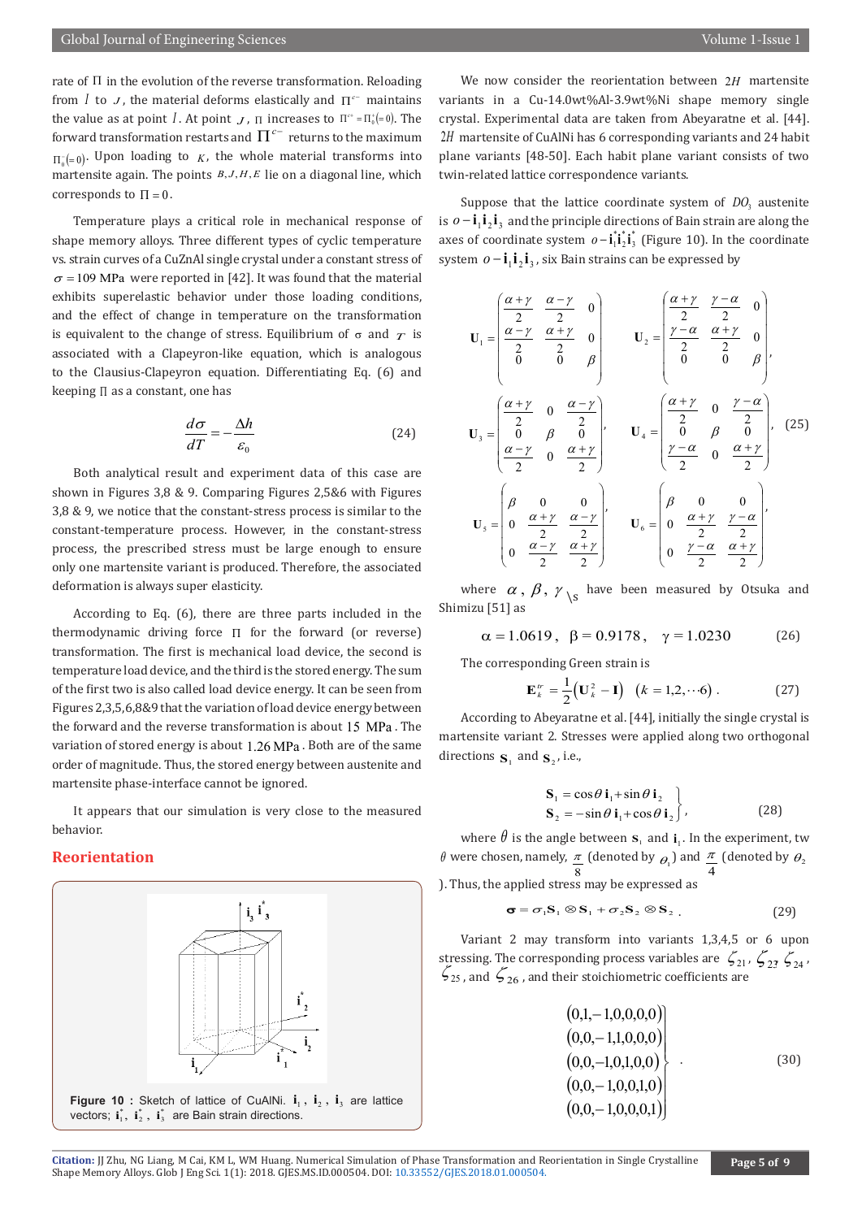rate of $\Pi$ in the evolution of the reverse transformation. Reloading from $I$ to $J$, the material deforms elastically and $\Pi^{c-}$ maintains the value as at point $I$. At point $J$, $\Pi$ increases to $\Pi^{c+} = \Pi_0^+ (=0)$. The forward transformation restarts and $\Pi^{c-}$ returns to the maximum $\Pi_0^- (=0)$. Upon loading to $K$, the whole material transforms into martensite again. The points $B, J, H, E$ lie on a diagonal line, which corresponds to $\Pi = 0$.

Temperature plays a critical role in mechanical response of shape memory alloys. Three different types of cyclic temperature vs. strain curves of a CuZnAl single crystal under a constant stress of $\sigma = 109$ MPa were reported in [42]. It was found that the material exhibits superelastic behavior under those loading conditions, and the effect of change in temperature on the transformation is equivalent to the change of stress. Equilibrium of $\sigma$ and $T$ is associated with a Clapeyron-like equation, which is analogous to the Clausius-Clapeyron equation. Differentiating Eq. (6) and keeping $\Pi$ as a constant, one has

$$\frac{d\sigma}{dT} = -\frac{\Delta h}{\varepsilon_0} \tag{24}$$

Both analytical result and experiment data of this case are shown in Figures 3,8 & 9. Comparing Figures 2,5&6 with Figures 3,8 & 9, we notice that the constant-stress process is similar to the constant-temperature process. However, in the constant-stress process, the prescribed stress must be large enough to ensure only one martensite variant is produced. Therefore, the associated deformation is always super elasticity.

According to Eq. (6), there are three parts included in the thermodynamic driving force $\Pi$ for the forward (or reverse) transformation. The first is mechanical load device, the second is temperature load device, and the third is the stored energy. The sum of the first two is also called load device energy. It can be seen from Figures 2,3,5,6,8&9 that the variation of load device energy between the forward and the reverse transformation is about 15 MPa. The variation of stored energy is about 1.26 MPa. Both are of the same order of magnitude. Thus, the stored energy between austenite and martensite phase-interface cannot be ignored.

It appears that our simulation is very close to the measured behavior.

## Reorientation

Figure 10 : Sketch of lattice of CuAlNi. $\mathbf{i}_1$, $\mathbf{i}_2$, $\mathbf{i}_3$ are lattice vectors; $\mathbf{i}_1^*$, $\mathbf{i}_2^*$, $\mathbf{i}_3^*$ are Bain strain directions.

We now consider the reorientation between $2H$ martensite variants in a Cu-14.0wt%Al-3.9wt%Ni shape memory single crystal. Experimental data are taken from Abeyaratne et al. [44]. $2H$ martensite of CuAlNi has 6 corresponding variants and 24 habit plane variants [48-50]. Each habit plane variant consists of two twin-related lattice correspondence variants.

Suppose that the lattice coordinate system of $DO_3$ austenite is $o-\mathbf{i}_1\mathbf{i}_2\mathbf{i}_3$ and the principle directions of Bain strain are along the axes of coordinate system $o-\mathbf{i}_1^*\mathbf{i}_2^*\mathbf{i}_3^*$ (Figure 10). In the coordinate system $o-\mathbf{i}_1\mathbf{i}_2\mathbf{i}_3$, six Bain strains can be expressed by

$$\mathbf{U}_1 = \begin{pmatrix} \frac{\alpha+\gamma}{2} & \frac{\alpha-\gamma}{2} & 0 \\ \frac{\alpha-\gamma}{2} & \frac{\alpha+\gamma}{2} & 0 \\ 0 & 0 & \beta \end{pmatrix} \quad \mathbf{U}_2 = \begin{pmatrix} \frac{\alpha+\gamma}{2} & \frac{\gamma-\alpha}{2} & 0 \\ \frac{\gamma-\alpha}{2} & \frac{\alpha+\gamma}{2} & 0 \\ 0 & 0 & \beta \end{pmatrix},$$

$$\mathbf{U}_3 = \begin{pmatrix} \frac{\alpha+\gamma}{2} & 0 & \frac{\alpha-\gamma}{2} \\ 0 & \beta & 0 \\ \frac{\alpha-\gamma}{2} & 0 & \frac{\alpha+\gamma}{2} \end{pmatrix}, \quad \mathbf{U}_4 = \begin{pmatrix} \frac{\alpha+\gamma}{2} & 0 & \frac{\gamma-\alpha}{2} \\ 0 & \beta & 0 \\ \frac{\gamma-\alpha}{2} & 0 & \frac{\alpha+\gamma}{2} \end{pmatrix}, \tag{25}$$

$$\mathbf{U}_5 = \begin{pmatrix} \beta & 0 & 0 \\ 0 & \frac{\alpha+\gamma}{2} & \frac{\alpha-\gamma}{2} \\ 0 & \frac{\alpha-\gamma}{2} & \frac{\alpha+\gamma}{2} \end{pmatrix}, \quad \mathbf{U}_6 = \begin{pmatrix} \beta & 0 & 0 \\ 0 & \frac{\alpha+\gamma}{2} & \frac{\gamma-\alpha}{2} \\ 0 & \frac{\gamma-\alpha}{2} & \frac{\alpha+\gamma}{2} \end{pmatrix},$$

where $\alpha$, $\beta$, $\gamma$ \s have been measured by Otsuka and Shimizu [51] as

$$\alpha = 1.0619, \quad \beta = 0.9178, \quad \gamma = 1.0230 \tag{26}$$

The corresponding Green strain is

$$\mathbf{E}_k^{tr} = \frac{1}{2}\left(\mathbf{U}_k^2 - \mathbf{I}\right) \quad (k = 1,2,\cdots 6). \tag{27}$$

According to Abeyaratne et al. [44], initially the single crystal is martensite variant 2. Stresses were applied along two orthogonal directions $\mathbf{S}_1$ and $\mathbf{S}_2$, i.e.,

$$\left.\begin{aligned} \mathbf{S}_1 &= \cos\theta\,\mathbf{i}_1 + \sin\theta\,\mathbf{i}_2 \\ \mathbf{S}_2 &= -\sin\theta\,\mathbf{i}_1 + \cos\theta\,\mathbf{i}_2 \end{aligned}\right\}, \tag{28}$$

where $\theta$ is the angle between $\mathbf{S}_1$ and $\mathbf{i}_1$. In the experiment, tw $\theta$ were chosen, namely, $\frac{\pi}{8}$ (denoted by $\theta_1$) and $\frac{\pi}{4}$ (denoted by $\theta_2$). Thus, the applied stress may be expressed as

$$\boldsymbol{\sigma} = \sigma_1 \mathbf{S}_1 \otimes \mathbf{S}_1 + \sigma_2 \mathbf{S}_2 \otimes \mathbf{S}_2. \tag{29}$$

Variant 2 may transform into variants 1,3,4,5 or 6 upon stressing. The corresponding process variables are $\zeta_{21}$, $\zeta_{23}$, $\zeta_{24}$, $\zeta_{25}$, and $\zeta_{26}$, and their stoichiometric coefficients are

$$\left.\begin{matrix} (0,1,-1,0,0,0,0) \\ (0,0,-1,1,0,0,0) \\ (0,0,-1,0,1,0,0) \\ (0,0,-1,0,0,1,0) \\ (0,0,-1,0,0,0,1) \end{matrix}\right\}. \tag{30}$$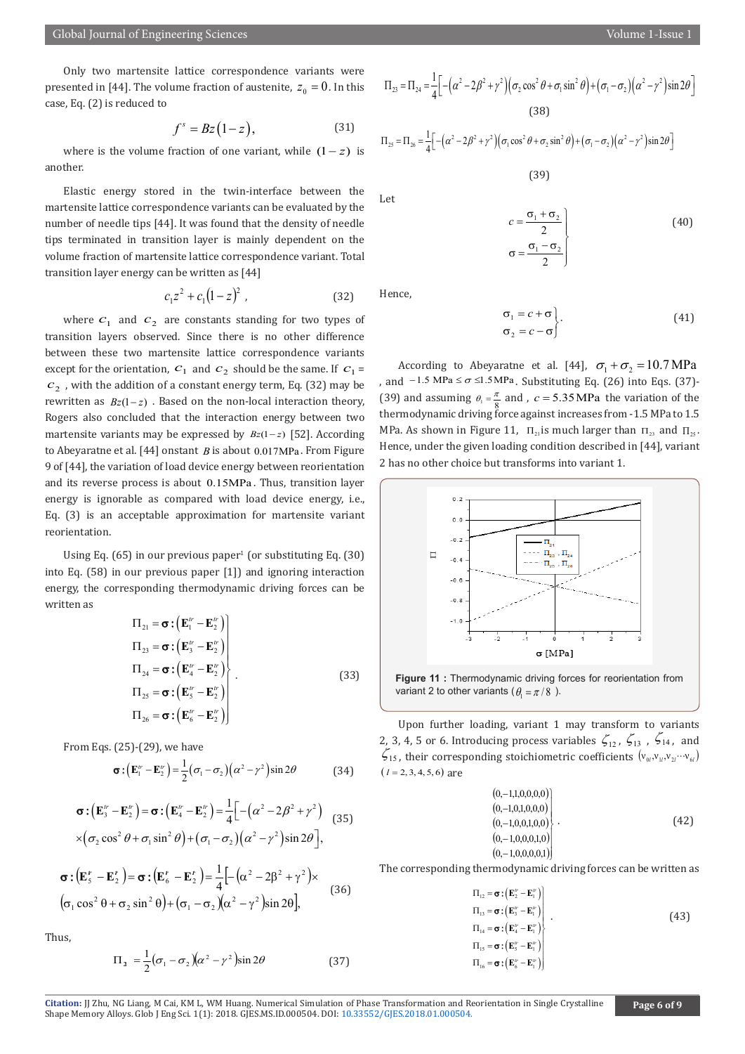Only two martensite lattice correspondence variants were presented in [44]. The volume fraction of austenite, $z_0 = 0$. In this case, Eq. (2) is reduced to

$$f^s = Bz(1-z), \tag{31}$$

where is the volume fraction of one variant, while $(1-z)$ is another.

Elastic energy stored in the twin-interface between the martensite lattice correspondence variants can be evaluated by the number of needle tips [44]. It was found that the density of needle tips terminated in transition layer is mainly dependent on the volume fraction of martensite lattice correspondence variant. Total transition layer energy can be written as [44]

$$c_1 z^2 + c_1(1-z)^2, \tag{32}$$

where $c_1$ and $c_2$ are constants standing for two types of transition layers observed. Since there is no other difference between these two martensite lattice correspondence variants except for the orientation, $c_1$ and $c_2$ should be the same. If $c_1 = c_2$, with the addition of a constant energy term, Eq. (32) may be rewritten as $Bz(1-z)$. Based on the non-local interaction theory, Rogers also concluded that the interaction energy between two martensite variants may be expressed by $Bz(1-z)$ [52]. According to Abeyaratne et al. [44] onstant $B$ is about $0.017\text{MPa}$. From Figure 9 of [44], the variation of load device energy between reorientation and its reverse process is about $0.15\text{MPa}$. Thus, transition layer energy is ignorable as compared with load device energy, i.e., Eq. (3) is an acceptable approximation for martensite variant reorientation.

Using Eq. (65) in our previous paper[1] (or substituting Eq. (30) into Eq. (58) in our previous paper [1]) and ignoring interaction energy, the corresponding thermodynamic driving forces can be written as

$$\left.\begin{aligned}
\Pi_{21} &= \boldsymbol{\sigma} : \left(\mathbf{E}_1^{tr} - \mathbf{E}_2^{tr}\right) \\
\Pi_{23} &= \boldsymbol{\sigma} : \left(\mathbf{E}_3^{tr} - \mathbf{E}_2^{tr}\right) \\
\Pi_{24} &= \boldsymbol{\sigma} : \left(\mathbf{E}_4^{tr} - \mathbf{E}_2^{tr}\right) \\
\Pi_{25} &= \boldsymbol{\sigma} : \left(\mathbf{E}_5^{tr} - \mathbf{E}_2^{tr}\right) \\
\Pi_{26} &= \boldsymbol{\sigma} : \left(\mathbf{E}_6^{tr} - \mathbf{E}_2^{tr}\right)
\end{aligned}\right\}. \tag{33}$$

From Eqs. (25)-(29), we have

$$\boldsymbol{\sigma} : \left(\mathbf{E}_1^{tr} - \mathbf{E}_2^{tr}\right) = \frac{1}{2}(\sigma_1 - \sigma_2)\left(\alpha^2 - \gamma^2\right)\sin 2\theta \tag{34}$$

$$\boldsymbol{\sigma} : \left(\mathbf{E}_3^{tr} - \mathbf{E}_2^{tr}\right) = \boldsymbol{\sigma} : \left(\mathbf{E}_4^{tr} - \mathbf{E}_2^{tr}\right) = \frac{1}{4}\Big[-\left(\alpha^2 - 2\beta^2 + \gamma^2\right) \times\left(\sigma_2\cos^2\theta + \sigma_1\sin^2\theta\right) + (\sigma_1 - \sigma_2)\left(\alpha^2 - \gamma^2\right)\sin 2\theta\Big], \tag{35}$$

$$\boldsymbol{\sigma} : \left(\mathbf{E}_5^{r} - \mathbf{E}_2^{r}\right) = \boldsymbol{\sigma} : \left(\mathbf{E}_6^{r} - \mathbf{E}_2^{r}\right) = \frac{1}{4}\Big[-\left(\alpha^2 - 2\beta^2 + \gamma^2\right)\times \left(\sigma_1\cos^2\theta + \sigma_2\sin^2\theta\right) + (\sigma_1 - \sigma_2)\left(\alpha^2 - \gamma^2\right)\sin 2\theta\Big], \tag{36}$$

Thus,

$$\Pi_{\mathbf{3}} = \frac{1}{2}(\sigma_1 - \sigma_2)\left(\alpha^2 - \gamma^2\right)\sin 2\theta \tag{37}$$

$$\Pi_{23} = \Pi_{24} = \frac{1}{4}\Big[-\left(\alpha^2 - 2\beta^2 + \gamma^2\right)\left(\sigma_2\cos^2\theta + \sigma_1\sin^2\theta\right) + (\sigma_1 - \sigma_2)\left(\alpha^2 - \gamma^2\right)\sin 2\theta\Big] \tag{38}$$

$$\Pi_{25} = \Pi_{26} = \frac{1}{4}\Big[-\left(\alpha^2 - 2\beta^2 + \gamma^2\right)\left(\sigma_1\cos^2\theta + \sigma_2\sin^2\theta\right) + (\sigma_1 - \sigma_2)\left(\alpha^2 - \gamma^2\right)\sin 2\theta\Big] \tag{39}$$

Let

$$\left.\begin{aligned}
c &= \frac{\sigma_1 + \sigma_2}{2} \\
\sigma &= \frac{\sigma_1 - \sigma_2}{2}
\end{aligned}\right\} \tag{40}$$

Hence,

$$\left.\begin{aligned}
\sigma_1 &= c + \sigma \\
\sigma_2 &= c - \sigma
\end{aligned}\right\}. \tag{41}$$

According to Abeyaratne et al. [44], $\sigma_1 + \sigma_2 = 10.7\,\text{MPa}$, and $-1.5\text{ MPa} \le \sigma \le 1.5\text{MPa}$. Substituting Eq. (26) into Eqs. (37)-(39) and assuming $\theta_1 = \frac{\pi}{8}$ and, $c = 5.35\,\text{MPa}$ the variation of the thermodynamic driving force against increases from -1.5 MPa to 1.5 MPa. As shown in Figure 11, $\Pi_{21}$ is much larger than $\Pi_{23}$ and $\Pi_{25}$. Hence, under the given loading condition described in [44], variant 2 has no other choice but transforms into variant 1.

**Figure 11 :** Thermodynamic driving forces for reorientation from variant 2 to other variants ($\theta_1 = \pi/8$).

Upon further loading, variant 1 may transform to variants 2, 3, 4, 5 or 6. Introducing process variables $\zeta_{12}$, $\zeta_{13}$, $\zeta_{14}$, and $\zeta_{15}$, their corresponding stoichiometric coefficients $(\nu_{0l}, \nu_{1l}, \nu_{2l} \cdots \nu_{6l})$ $(l = 2,3,4,5,6)$ are

$$\left.\begin{aligned}
&(0,-1,1,0,0,0,0) \\
&(0,-1,0,1,0,0,0) \\
&(0,-1,0,0,1,0,0) \\
&(0,-1,0,0,0,1,0) \\
&(0,-1,0,0,0,0,1)
\end{aligned}\right\}. \tag{42}$$

The corresponding thermodynamic driving forces can be written as

$$\left.\begin{aligned}
\Pi_{12} &= \boldsymbol{\sigma} : \left(\mathbf{E}_2^{tr} - \mathbf{E}_1^{tr}\right) \\
\Pi_{13} &= \boldsymbol{\sigma} : \left(\mathbf{E}_3^{tr} - \mathbf{E}_1^{tr}\right) \\
\Pi_{14} &= \boldsymbol{\sigma} : \left(\mathbf{E}_4^{tr} - \mathbf{E}_1^{tr}\right) \\
\Pi_{15} &= \boldsymbol{\sigma} : \left(\mathbf{E}_5^{tr} - \mathbf{E}_1^{tr}\right) \\
\Pi_{16} &= \boldsymbol{\sigma} : \left(\mathbf{E}_6^{tr} - \mathbf{E}_1^{tr}\right)
\end{aligned}\right\}. \tag{43}$$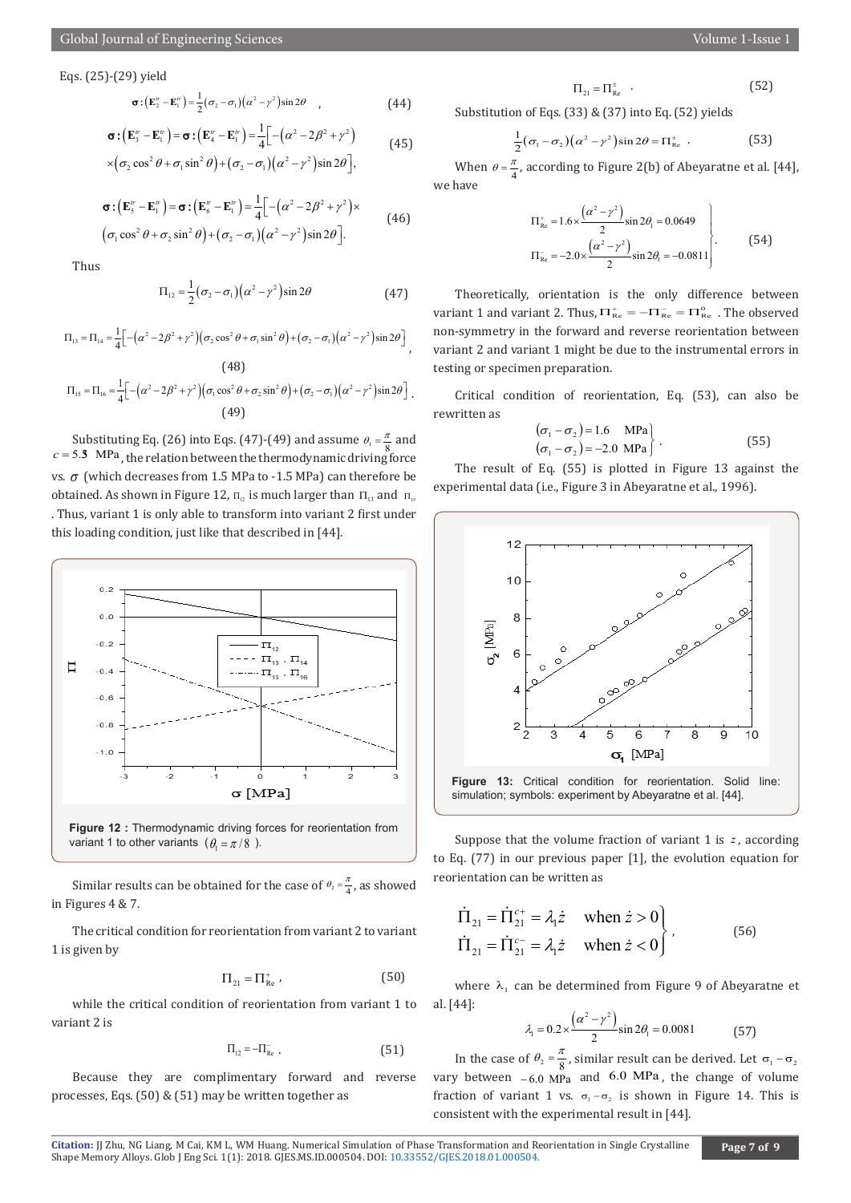Eqs. (25)-(29) yield

$$\boldsymbol{\sigma}:\left(\mathbf{E}_2^{tr}-\mathbf{E}_1^{tr}\right)=\frac{1}{2}(\sigma_2-\sigma_1)\left(\alpha^2-\gamma^2\right)\sin 2\theta \quad (44)$$

$$\boldsymbol{\sigma}:\left(\mathbf{E}_3^{tr}-\mathbf{E}_1^{tr}\right)=\boldsymbol{\sigma}:\left(\mathbf{E}_4^{tr}-\mathbf{E}_1^{tr}\right)=\frac{1}{4}\Big[-\left(\alpha^2-2\beta^2+\gamma^2\right) \times\left(\sigma_2\cos^2\theta+\sigma_1\sin^2\theta\right)+(\sigma_2-\sigma_1)\left(\alpha^2-\gamma^2\right)\sin 2\theta\Big], \quad (45)$$

$$\boldsymbol{\sigma}:\left(\mathbf{E}_5^{tr}-\mathbf{E}_1^{tr}\right)=\boldsymbol{\sigma}:\left(\mathbf{E}_6^{tr}-\mathbf{E}_1^{tr}\right)=\frac{1}{4}\Big[-\left(\alpha^2-2\beta^2+\gamma^2\right)\times \left(\sigma_1\cos^2\theta+\sigma_2\sin^2\theta\right)+(\sigma_2-\sigma_1)\left(\alpha^2-\gamma^2\right)\sin 2\theta\Big]. \quad (46)$$

Thus

$$\Pi_{12}=\frac{1}{2}(\sigma_2-\sigma_1)\left(\alpha^2-\gamma^2\right)\sin 2\theta \quad (47)$$

$$\Pi_{13}=\Pi_{14}=\frac{1}{4}\Big[-\left(\alpha^2-2\beta^2+\gamma^2\right)\left(\sigma_2\cos^2\theta+\sigma_1\sin^2\theta\right)+(\sigma_2-\sigma_1)\left(\alpha^2-\gamma^2\right)\sin 2\theta\Big], \quad (48)$$

$$\Pi_{15}=\Pi_{16}=\frac{1}{4}\Big[-\left(\alpha^2-2\beta^2+\gamma^2\right)\left(\sigma_1\cos^2\theta+\sigma_2\sin^2\theta\right)+(\sigma_2-\sigma_1)\left(\alpha^2-\gamma^2\right)\sin 2\theta\Big]. \quad (49)$$

Substituting Eq. (26) into Eqs. (47)-(49) and assume $\theta_1=\frac{\pi}{8}$ and $c=5.3$ MPa, the relation between the thermodynamic driving force vs. $\sigma$ (which decreases from 1.5 MPa to -1.5 MPa) can therefore be obtained. As shown in Figure 12, $\Pi_{12}$ is much larger than $\Pi_{13}$ and $\Pi_{15}$. Thus, variant 1 is only able to transform into variant 2 first under this loading condition, just like that described in [44].

**Figure 12:** Thermodynamic driving forces for reorientation from variant 1 to other variants $(\theta_1=\pi/8)$.

Similar results can be obtained for the case of $\theta_2=\frac{\pi}{4}$, as showed in Figures 4 & 7.

The critical condition for reorientation from variant 2 to variant 1 is given by

$$\Pi_{21}=\Pi_{\mathrm{Re}}^{+}, \quad (50)$$

while the critical condition of reorientation from variant 1 to variant 2 is

$$\Pi_{12}=-\Pi_{\mathrm{Re}}^{-}. \quad (51)$$

Because they are complimentary forward and reverse processes, Eqs. (50) & (51) may be written together as

$$\Pi_{21}=\Pi_{\mathrm{Re}}^{\pm}. \quad (52)$$

Substitution of Eqs. (33) & (37) into Eq. (52) yields

$$\frac{1}{2}(\sigma_1-\sigma_2)\left(\alpha^2-\gamma^2\right)\sin 2\theta=\Pi_{\mathrm{Re}}^{\pm}. \quad (53)$$

When $\theta=\frac{\pi}{4}$, according to Figure 2(b) of Abeyaratne et al. [44], we have

$$\left.\begin{aligned}\Pi_{\mathrm{Re}}^{+}&=1.6\times\frac{\left(\alpha^2-\gamma^2\right)}{2}\sin 2\theta_1=0.0649\\ \Pi_{\mathrm{Re}}^{-}&=-2.0\times\frac{\left(\alpha^2-\gamma^2\right)}{2}\sin 2\theta_1=-0.0811\end{aligned}\right\}. \quad (54)$$

Theoretically, orientation is the only difference between variant 1 and variant 2. Thus, $\Pi_{\mathrm{Re}}^{+}=-\Pi_{\mathrm{Re}}^{-}=\Pi_{\mathrm{Re}}^{0}$. The observed non-symmetry in the forward and reverse reorientation between variant 2 and variant 1 might be due to the instrumental errors in testing or specimen preparation.

Critical condition of reorientation, Eq. (53), can also be rewritten as

$$\left.\begin{aligned}(\sigma_1-\sigma_2)&=1.6 \quad \text{MPa}\\ (\sigma_1-\sigma_2)&=-2.0 \quad \text{MPa}\end{aligned}\right\}. \quad (55)$$

The result of Eq. (55) is plotted in Figure 13 against the experimental data (i.e., Figure 3 in Abeyaratne et al., 1996).

**Figure 13:** Critical condition for reorientation. Solid line: simulation; symbols: experiment by Abeyaratne et al. [44].

Suppose that the volume fraction of variant 1 is $z$, according to Eq. (77) in our previous paper [1], the evolution equation for reorientation can be written as

$$\left.\begin{aligned}\dot{\Pi}_{21}&=\dot{\Pi}_{21}^{c+}=\lambda_1\dot{z} \quad \text{when } \dot{z}>0\\ \dot{\Pi}_{21}&=\dot{\Pi}_{21}^{c-}=\lambda_1\dot{z} \quad \text{when } \dot{z}<0\end{aligned}\right\}, \quad (56)$$

where $\lambda_1$ can be determined from Figure 9 of Abeyaratne et al. [44]:

$$\lambda_1=0.2\times\frac{\left(\alpha^2-\gamma^2\right)}{2}\sin 2\theta_1=0.0081 \quad (57)$$

In the case of $\theta_2=\frac{\pi}{8}$, similar result can be derived. Let $\sigma_1-\sigma_2$ vary between $-6.0$ MPa and $6.0$ MPa, the change of volume fraction of variant 1 vs. $\sigma_1-\sigma_2$ is shown in Figure 14. This is consistent with the experimental result in [44].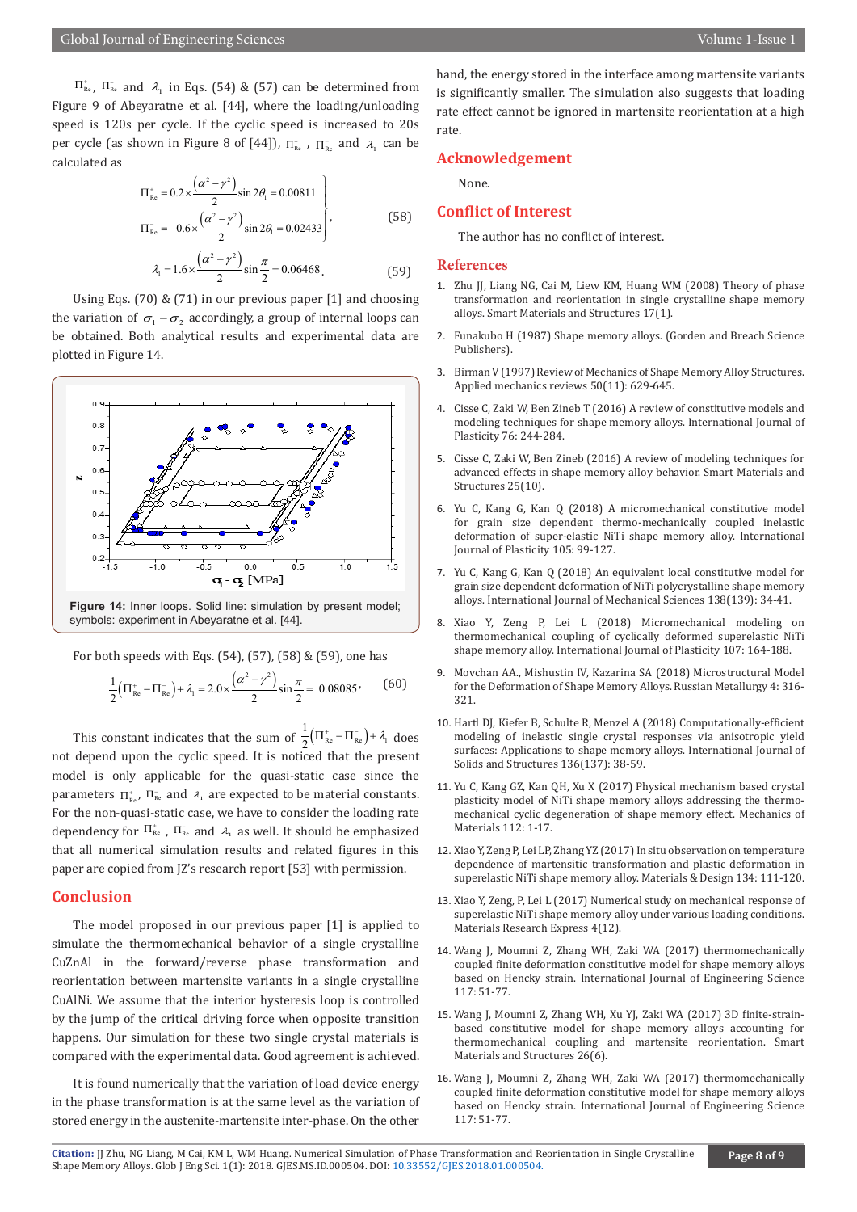$\Pi^{+}_{Re}$, $\Pi^{-}_{Re}$ and $\lambda_1$ in Eqs. (54) & (57) can be determined from Figure 9 of Abeyaratne et al. [44], where the loading/unloading speed is 120s per cycle. If the cyclic speed is increased to 20s per cycle (as shown in Figure 8 of [44]), $\Pi^{+}_{Re}$, $\Pi^{-}_{Re}$ and $\lambda_1$ can be calculated as

$$\left.\begin{aligned}\Pi^{+}_{Re} &= 0.2\times\frac{\left(\alpha^2-\gamma^2\right)}{2}\sin 2\theta_1 = 0.00811\\ \Pi^{-}_{Re} &= -0.6\times\frac{\left(\alpha^2-\gamma^2\right)}{2}\sin 2\theta_1 = 0.02433\end{aligned}\right\}, \tag{58}$$

$$\lambda_1 = 1.6\times\frac{\left(\alpha^2-\gamma^2\right)}{2}\sin\frac{\pi}{2} = 0.06468. \tag{59}$$

Using Eqs. (70) & (71) in our previous paper [1] and choosing the variation of $\sigma_1-\sigma_2$ accordingly, a group of internal loops can be obtained. Both analytical results and experimental data are plotted in Figure 14.

**Figure 14:** Inner loops. Solid line: simulation by present model; symbols: experiment in Abeyaratne et al. [44].

For both speeds with Eqs. (54), (57), (58) & (59), one has

$$\frac{1}{2}\left(\Pi^{+}_{Re}-\Pi^{-}_{Re}\right)+\lambda_1 = 2.0\times\frac{\left(\alpha^2-\gamma^2\right)}{2}\sin\frac{\pi}{2} = 0.08085, \tag{60}$$

This constant indicates that the sum of $\frac{1}{2}\left(\Pi^{+}_{Re}-\Pi^{-}_{Re}\right)+\lambda_1$ does not depend upon the cyclic speed. It is noticed that the present model is only applicable for the quasi-static case since the parameters $\Pi^{+}_{Re}$, $\Pi_{Re}$ and $\lambda_1$ are expected to be material constants. For the non-quasi-static case, we have to consider the loading rate dependency for $\Pi^{+}_{Re}$, $\Pi_{Re}$ and $\lambda_1$ as well. It should be emphasized that all numerical simulation results and related figures in this paper are copied from JZ's research report [53] with permission.

## Conclusion

The model proposed in our previous paper [1] is applied to simulate the thermomechanical behavior of a single crystalline CuZnAl in the forward/reverse phase transformation and reorientation between martensite variants in a single crystalline CuAlNi. We assume that the interior hysteresis loop is controlled by the jump of the critical driving force when opposite transition happens. Our simulation for these two single crystal materials is compared with the experimental data. Good agreement is achieved.

It is found numerically that the variation of load device energy in the phase transformation is at the same level as the variation of stored energy in the austenite-martensite inter-phase. On the other hand, the energy stored in the interface among martensite variants is significantly smaller. The simulation also suggests that loading rate effect cannot be ignored in martensite reorientation at a high rate.

## Acknowledgement

None.

## Conflict of Interest

The author has no conflict of interest.

## References

1. Zhu JJ, Liang NG, Cai M, Liew KM, Huang WM (2008) Theory of phase transformation and reorientation in single crystalline shape memory alloys. Smart Materials and Structures 17(1).
2. Funakubo H (1987) Shape memory alloys. (Gorden and Breach Science Publishers).
3. Birman V (1997) Review of Mechanics of Shape Memory Alloy Structures. Applied mechanics reviews 50(11): 629-645.
4. Cisse C, Zaki W, Ben Zineb T (2016) A review of constitutive models and modeling techniques for shape memory alloys. International Journal of Plasticity 76: 244-284.
5. Cisse C, Zaki W, Ben Zineb (2016) A review of modeling techniques for advanced effects in shape memory alloy behavior. Smart Materials and Structures 25(10).
6. Yu C, Kang G, Kan Q (2018) A micromechanical constitutive model for grain size dependent thermo-mechanically coupled inelastic deformation of super-elastic NiTi shape memory alloy. International Journal of Plasticity 105: 99-127.
7. Yu C, Kang G, Kan Q (2018) An equivalent local constitutive model for grain size dependent deformation of NiTi polycrystalline shape memory alloys. International Journal of Mechanical Sciences 138(139): 34-41.
8. Xiao Y, Zeng P, Lei L (2018) Micromechanical modeling on thermomechanical coupling of cyclically deformed superelastic NiTi shape memory alloy. International Journal of Plasticity 107: 164-188.
9. Movchan AA., Mishustin IV, Kazarina SA (2018) Microstructural Model for the Deformation of Shape Memory Alloys. Russian Metallurgy 4: 316-321.
10. Hartl DJ, Kiefer B, Schulte R, Menzel A (2018) Computationally-efficient modeling of inelastic single crystal responses via anisotropic yield surfaces: Applications to shape memory alloys. International Journal of Solids and Structures 136(137): 38-59.
11. Yu C, Kang GZ, Kan QH, Xu X (2017) Physical mechanism based crystal plasticity model of NiTi shape memory alloys addressing the thermo-mechanical cyclic degeneration of shape memory effect. Mechanics of Materials 112: 1-17.
12. Xiao Y, Zeng P, Lei LP, Zhang YZ (2017) In situ observation on temperature dependence of martensitic transformation and plastic deformation in superelastic NiTi shape memory alloy. Materials & Design 134: 111-120.
13. Xiao Y, Zeng, P, Lei L (2017) Numerical study on mechanical response of superelastic NiTi shape memory alloy under various loading conditions. Materials Research Express 4(12).
14. Wang J, Moumni Z, Zhang WH, Zaki WA (2017) thermomechanically coupled finite deformation constitutive model for shape memory alloys based on Hencky strain. International Journal of Engineering Science 117: 51-77.
15. Wang J, Moumni Z, Zhang WH, Xu YJ, Zaki WA (2017) 3D finite-strain-based constitutive model for shape memory alloys accounting for thermomechanical coupling and martensite reorientation. Smart Materials and Structures 26(6).
16. Wang J, Moumni Z, Zhang WH, Zaki WA (2017) thermomechanically coupled finite deformation constitutive model for shape memory alloys based on Hencky strain. International Journal of Engineering Science 117: 51-77.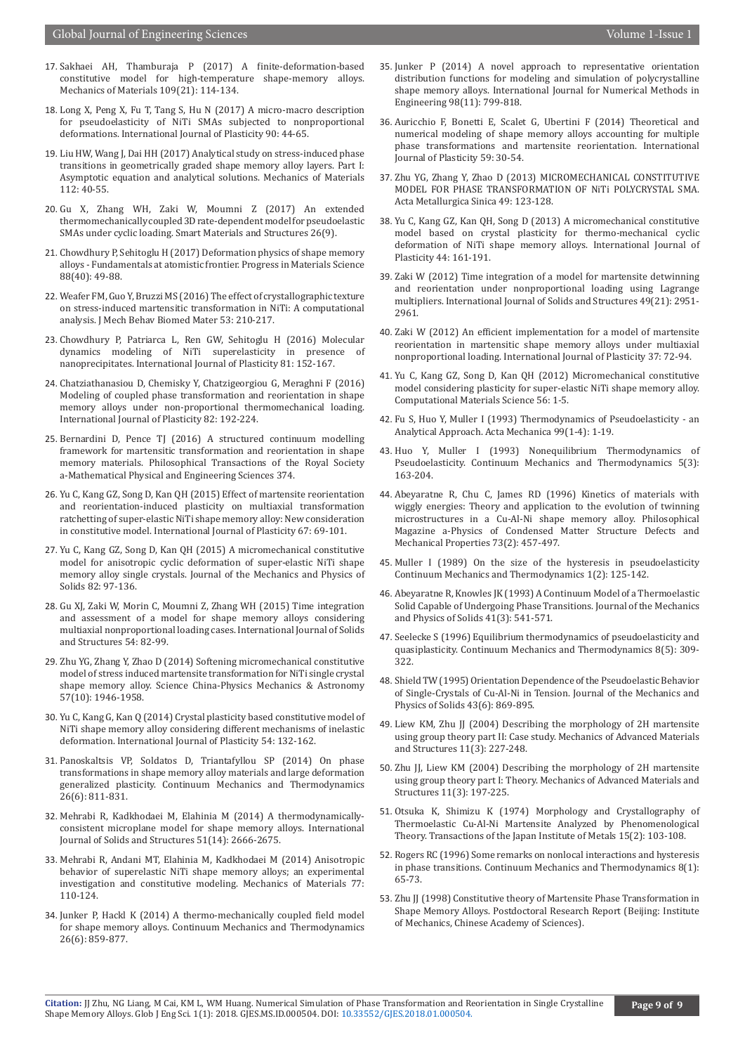17. Sakhaei AH, Thamburaja P (2017) A finite-deformation-based constitutive model for high-temperature shape-memory alloys. Mechanics of Materials 109(21): 114-134.
18. Long X, Peng X, Fu T, Tang S, Hu N (2017) A micro-macro description for pseudoelasticity of NiTi SMAs subjected to nonproportional deformations. International Journal of Plasticity 90: 44-65.
19. Liu HW, Wang J, Dai HH (2017) Analytical study on stress-induced phase transitions in geometrically graded shape memory alloy layers. Part I: Asymptotic equation and analytical solutions. Mechanics of Materials 112: 40-55.
20. Gu X, Zhang WH, Zaki W, Moumni Z (2017) An extended thermomechanically coupled 3D rate-dependent model for pseudoelastic SMAs under cyclic loading. Smart Materials and Structures 26(9).
21. Chowdhury P, Sehitoglu H (2017) Deformation physics of shape memory alloys - Fundamentals at atomistic frontier. Progress in Materials Science 88(40): 49-88.
22. Weafer FM, Guo Y, Bruzzi MS (2016) The effect of crystallographic texture on stress-induced martensitic transformation in NiTi: A computational analysis. J Mech Behav Biomed Mater 53: 210-217.
23. Chowdhury P, Patriarca L, Ren GW, Sehitoglu H (2016) Molecular dynamics modeling of NiTi superelasticity in presence of nanoprecipitates. International Journal of Plasticity 81: 152-167.
24. Chatziathanasiou D, Chemisky Y, Chatzigeorgiou G, Meraghni F (2016) Modeling of coupled phase transformation and reorientation in shape memory alloys under non-proportional thermomechanical loading. International Journal of Plasticity 82: 192-224.
25. Bernardini D, Pence TJ (2016) A structured continuum modelling framework for martensitic transformation and reorientation in shape memory materials. Philosophical Transactions of the Royal Society a-Mathematical Physical and Engineering Sciences 374.
26. Yu C, Kang GZ, Song D, Kan QH (2015) Effect of martensite reorientation and reorientation-induced plasticity on multiaxial transformation ratchetting of super-elastic NiTi shape memory alloy: New consideration in constitutive model. International Journal of Plasticity 67: 69-101.
27. Yu C, Kang GZ, Song D, Kan QH (2015) A micromechanical constitutive model for anisotropic cyclic deformation of super-elastic NiTi shape memory alloy single crystals. Journal of the Mechanics and Physics of Solids 82: 97-136.
28. Gu XJ, Zaki W, Morin C, Moumni Z, Zhang WH (2015) Time integration and assessment of a model for shape memory alloys considering multiaxial nonproportional loading cases. International Journal of Solids and Structures 54: 82-99.
29. Zhu YG, Zhang Y, Zhao D (2014) Softening micromechanical constitutive model of stress induced martensite transformation for NiTi single crystal shape memory alloy. Science China-Physics Mechanics & Astronomy 57(10): 1946-1958.
30. Yu C, Kang G, Kan Q (2014) Crystal plasticity based constitutive model of NiTi shape memory alloy considering different mechanisms of inelastic deformation. International Journal of Plasticity 54: 132-162.
31. Panoskaltsis VP, Soldatos D, Triantafyllou SP (2014) On phase transformations in shape memory alloy materials and large deformation generalized plasticity. Continuum Mechanics and Thermodynamics 26(6): 811-831.
32. Mehrabi R, Kadkhodaei M, Elahinia M (2014) A thermodynamically-consistent microplane model for shape memory alloys. International Journal of Solids and Structures 51(14): 2666-2675.
33. Mehrabi R, Andani MT, Elahinia M, Kadkhodaei M (2014) Anisotropic behavior of superelastic NiTi shape memory alloys; an experimental investigation and constitutive modeling. Mechanics of Materials 77: 110-124.
34. Junker P, Hackl K (2014) A thermo-mechanically coupled field model for shape memory alloys. Continuum Mechanics and Thermodynamics 26(6): 859-877.
35. Junker P (2014) A novel approach to representative orientation distribution functions for modeling and simulation of polycrystalline shape memory alloys. International Journal for Numerical Methods in Engineering 98(11): 799-818.
36. Auricchio F, Bonetti E, Scalet G, Ubertini F (2014) Theoretical and numerical modeling of shape memory alloys accounting for multiple phase transformations and martensite reorientation. International Journal of Plasticity 59: 30-54.
37. Zhu YG, Zhang Y, Zhao D (2013) MICROMECHANICAL CONSTITUTIVE MODEL FOR PHASE TRANSFORMATION OF NiTi POLYCRYSTAL SMA. Acta Metallurgica Sinica 49: 123-128.
38. Yu C, Kang GZ, Kan QH, Song D (2013) A micromechanical constitutive model based on crystal plasticity for thermo-mechanical cyclic deformation of NiTi shape memory alloys. International Journal of Plasticity 44: 161-191.
39. Zaki W (2012) Time integration of a model for martensite detwinning and reorientation under nonproportional loading using Lagrange multipliers. International Journal of Solids and Structures 49(21): 2951-2961.
40. Zaki W (2012) An efficient implementation for a model of martensite reorientation in martensitic shape memory alloys under multiaxial nonproportional loading. International Journal of Plasticity 37: 72-94.
41. Yu C, Kang GZ, Song D, Kan QH (2012) Micromechanical constitutive model considering plasticity for super-elastic NiTi shape memory alloy. Computational Materials Science 56: 1-5.
42. Fu S, Huo Y, Muller I (1993) Thermodynamics of Pseudoelasticity - an Analytical Approach. Acta Mechanica 99(1-4): 1-19.
43. Huo Y, Muller I (1993) Nonequilibrium Thermodynamics of Pseudoelasticity. Continuum Mechanics and Thermodynamics 5(3): 163-204.
44. Abeyaratne R, Chu C, James RD (1996) Kinetics of materials with wiggly energies: Theory and application to the evolution of twinning microstructures in a Cu-Al-Ni shape memory alloy. Philosophical Magazine a-Physics of Condensed Matter Structure Defects and Mechanical Properties 73(2): 457-497.
45. Muller I (1989) On the size of the hysteresis in pseudoelasticity Continuum Mechanics and Thermodynamics 1(2): 125-142.
46. Abeyaratne R, Knowles JK (1993) A Continuum Model of a Thermoelastic Solid Capable of Undergoing Phase Transitions. Journal of the Mechanics and Physics of Solids 41(3): 541-571.
47. Seelecke S (1996) Equilibrium thermodynamics of pseudoelasticity and quasiplasticity. Continuum Mechanics and Thermodynamics 8(5): 309-322.
48. Shield TW (1995) Orientation Dependence of the Pseudoelastic Behavior of Single-Crystals of Cu-Al-Ni in Tension. Journal of the Mechanics and Physics of Solids 43(6): 869-895.
49. Liew KM, Zhu JJ (2004) Describing the morphology of 2H martensite using group theory part II: Case study. Mechanics of Advanced Materials and Structures 11(3): 227-248.
50. Zhu JJ, Liew KM (2004) Describing the morphology of 2H martensite using group theory part I: Theory. Mechanics of Advanced Materials and Structures 11(3): 197-225.
51. Otsuka K, Shimizu K (1974) Morphology and Crystallography of Thermoelastic Cu-Al-Ni Martensite Analyzed by Phenomenological Theory. Transactions of the Japan Institute of Metals 15(2): 103-108.
52. Rogers RC (1996) Some remarks on nonlocal interactions and hysteresis in phase transitions. Continuum Mechanics and Thermodynamics 8(1): 65-73.
53. Zhu JJ (1998) Constitutive theory of Martensite Phase Transformation in Shape Memory Alloys. Postdoctoral Research Report (Beijing: Institute of Mechanics, Chinese Academy of Sciences).